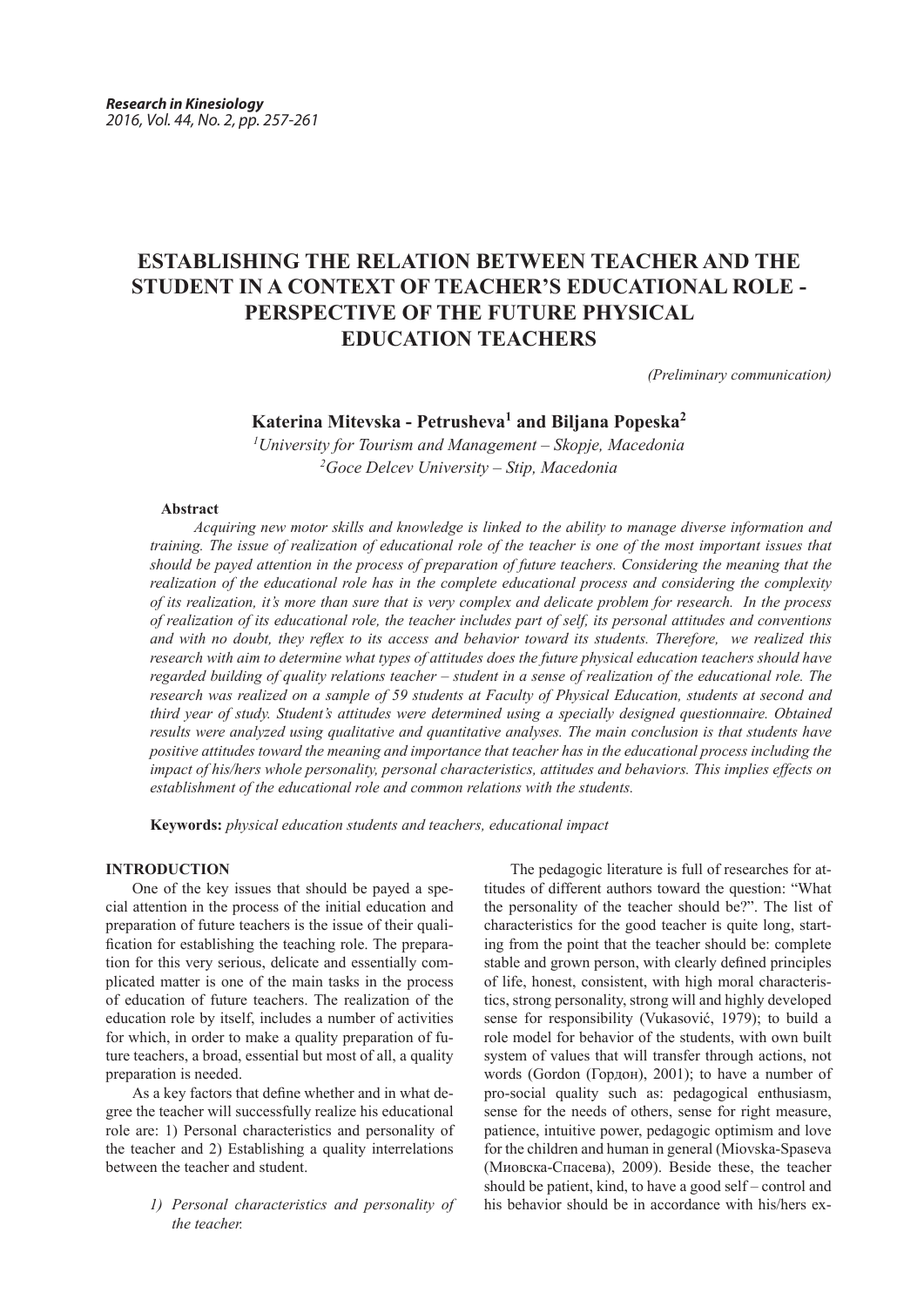# ESTABLISHING THE RELATION BETWEEN TEACHER AND THE STUDENT IN A CONTEXT OF TEACHER'S EDUCATIONAL ROLE - PERSPECTIVE OF THE FUTURE PHYSICAL EDUCATION TEACHERS

*(Preliminary communication)*

**Katerina Mitevska - Petrusheva[1] and Biljana Popeska[2]**

[1] *University for Tourism and Management – Skopje, Macedonia*
[2] *Goce Delcev University – Stip, Macedonia*

**Abstract**

*Acquiring new motor skills and knowledge is linked to the ability to manage diverse information and training. The issue of realization of educational role of the teacher is one of the most important issues that should be payed attention in the process of preparation of future teachers. Considering the meaning that the realization of the educational role has in the complete educational process and considering the complexity of its realization, it's more than sure that is very complex and delicate problem for research. In the process of realization of its educational role, the teacher includes part of self, its personal attitudes and conventions and with no doubt, they reflex to its access and behavior toward its students. Therefore, we realized this research with aim to determine what types of attitudes does the future physical education teachers should have regarded building of quality relations teacher – student in a sense of realization of the educational role. The research was realized on a sample of 59 students at Faculty of Physical Education, students at second and third year of study. Student's attitudes were determined using a specially designed questionnaire. Obtained results were analyzed using qualitative and quantitative analyses. The main conclusion is that students have positive attitudes toward the meaning and importance that teacher has in the educational process including the impact of his/hers whole personality, personal characteristics, attitudes and behaviors. This implies effects on establishment of the educational role and common relations with the students.*

**Keywords:** *physical education students and teachers, educational impact*

## INTRODUCTION

One of the key issues that should be payed a special attention in the process of the initial education and preparation of future teachers is the issue of their qualification for establishing the teaching role. The preparation for this very serious, delicate and essentially complicated matter is one of the main tasks in the process of education of future teachers. The realization of the education role by itself, includes a number of activities for which, in order to make a quality preparation of future teachers, a broad, essential but most of all, a quality preparation is needed.

As a key factors that define whether and in what degree the teacher will successfully realize his educational role are: 1) Personal characteristics and personality of the teacher and 2) Establishing a quality interrelations between the teacher and student.

*1) Personal characteristics and personality of the teacher.*

The pedagogic literature is full of researches for attitudes of different authors toward the question: "What the personality of the teacher should be?". The list of characteristics for the good teacher is quite long, starting from the point that the teacher should be: complete stable and grown person, with clearly defined principles of life, honest, consistent, with high moral characteristics, strong personality, strong will and highly developed sense for responsibility (Vukasović, 1979); to build a role model for behavior of the students, with own built system of values that will transfer through actions, not words (Gordon (Гордон), 2001); to have a number of pro-social quality such as: pedagogical enthusiasm, sense for the needs of others, sense for right measure, patience, intuitive power, pedagogic optimism and love for the children and human in general (Miovska-Spaseva (Миовска-Спасева), 2009). Beside these, the teacher should be patient, kind, to have a good self – control and his behavior should be in accordance with his/hers ex-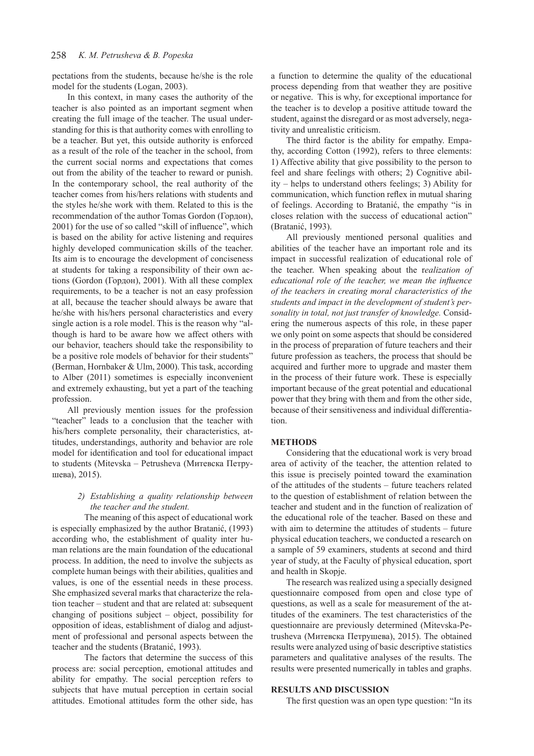pectations from the students, because he/she is the role model for the students (Logan, 2003).

In this context, in many cases the authority of the teacher is also pointed as an important segment when creating the full image of the teacher. The usual understanding for this is that authority comes with enrolling to be a teacher. But yet, this outside authority is enforced as a result of the role of the teacher in the school, from the current social norms and expectations that comes out from the ability of the teacher to reward or punish. In the contemporary school, the real authority of the teacher comes from his/hers relations with students and the styles he/she work with them. Related to this is the recommendation of the author Tomas Gordon (Гордон), 2001) for the use of so called "skill of influence", which is based on the ability for active listening and requires highly developed communication skills of the teacher. Its aim is to encourage the development of conciseness at students for taking a responsibility of their own actions (Gordon (Гордон), 2001). With all these complex requirements, to be a teacher is not an easy profession at all, because the teacher should always be aware that he/she with his/hers personal characteristics and every single action is a role model. This is the reason why "although is hard to be aware how we affect others with our behavior, teachers should take the responsibility to be a positive role models of behavior for their students" (Berman, Hornbaker & Ulm, 2000). This task, according to Alber (2011) sometimes is especially inconvenient and extremely exhausting, but yet a part of the teaching profession.

All previously mention issues for the profession "teacher" leads to a conclusion that the teacher with his/hers complete personality, their characteristics, attitudes, understandings, authority and behavior are role model for identification and tool for educational impact to students (Mitevska – Petrusheva (Митевска Петрушева), 2015).

*2) Establishing a quality relationship between the teacher and the student.*

The meaning of this aspect of educational work is especially emphasized by the author Bratanić, (1993) according who, the establishment of quality inter human relations are the main foundation of the educational process. In addition, the need to involve the subjects as complete human beings with their abilities, qualities and values, is one of the essential needs in these process. She emphasized several marks that characterize the relation teacher – student and that are related at: subsequent changing of positions subject – object, possibility for opposition of ideas, establishment of dialog and adjustment of professional and personal aspects between the teacher and the students (Bratanić, 1993).

The factors that determine the success of this process are: social perception, emotional attitudes and ability for empathy. The social perception refers to subjects that have mutual perception in certain social attitudes. Emotional attitudes form the other side, has a function to determine the quality of the educational process depending from that weather they are positive or negative. This is why, for exceptional importance for the teacher is to develop a positive attitude toward the student, against the disregard or as most adversely, negativity and unrealistic criticism.

The third factor is the ability for empathy. Empathy, according Cotton (1992), refers to three elements: 1) Affective ability that give possibility to the person to feel and share feelings with others; 2) Cognitive ability – helps to understand others feelings; 3) Ability for communication, which function reflex in mutual sharing of feelings. According to Bratanić, the empathy "is in closes relation with the success of educational action" (Bratanić, 1993).

All previously mentioned personal qualities and abilities of the teacher have an important role and its impact in successful realization of educational role of the teacher. When speaking about the r*ealization of educational role of the teacher, we mean the influence of the teachers in creating moral characteristics of the students and impact in the development of student's personality in total, not just transfer of knowledge.* Considering the numerous aspects of this role, in these paper we only point on some aspects that should be considered in the process of preparation of future teachers and their future profession as teachers, the process that should be acquired and further more to upgrade and master them in the process of their future work. These is especially important because of the great potential and educational power that they bring with them and from the other side, because of their sensitiveness and individual differentiation.

## METHODS

Considering that the educational work is very broad area of activity of the teacher, the attention related to this issue is precisely pointed toward the examination of the attitudes of the students – future teachers related to the question of establishment of relation between the teacher and student and in the function of realization of the educational role of the teacher. Based on these and with aim to determine the attitudes of students – future physical education teachers, we conducted a research on a sample of 59 examiners, students at second and third year of study, at the Faculty of physical education, sport and health in Skopje.

The research was realized using a specially designed questionnaire composed from open and close type of questions, as well as a scale for measurement of the attitudes of the examiners. The test characteristics of the questionnaire are previously determined (Mitevska-Petrusheva (Митевска Петрушева), 2015). The obtained results were analyzed using of basic descriptive statistics parameters and qualitative analyses of the results. The results were presented numerically in tables and graphs.

## RESULTS AND DISCUSSION

The first question was an open type question: "In its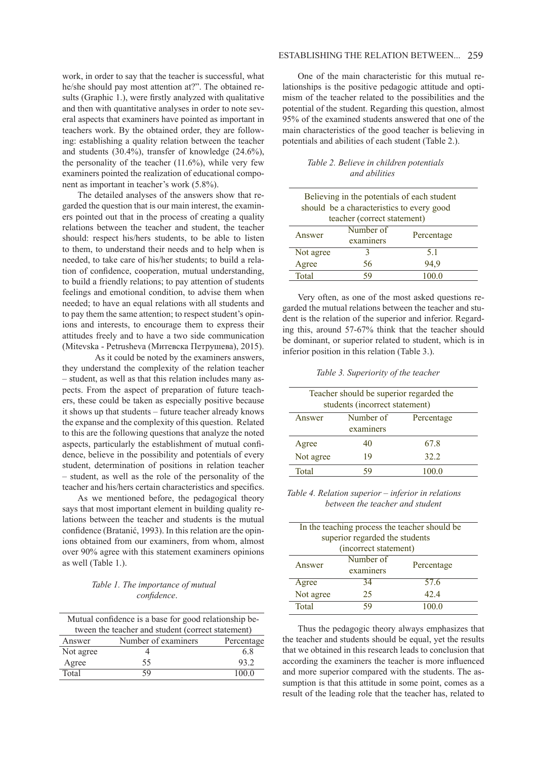work, in order to say that the teacher is successful, what he/she should pay most attention at?". The obtained results (Graphic 1.), were firstly analyzed with qualitative and then with quantitative analyses in order to note several aspects that examiners have pointed as important in teachers work. By the obtained order, they are following: establishing a quality relation between the teacher and students (30.4%), transfer of knowledge (24.6%), the personality of the teacher (11.6%), while very few examiners pointed the realization of educational component as important in teacher's work (5.8%).

The detailed analyses of the answers show that regarded the question that is our main interest, the examiners pointed out that in the process of creating a quality relations between the teacher and student, the teacher should: respect his/hers students, to be able to listen to them, to understand their needs and to help when is needed, to take care of his/her students; to build a relation of confidence, cooperation, mutual understanding, to build a friendly relations; to pay attention of students feelings and emotional condition, to advise them when needed; to have an equal relations with all students and to pay them the same attention; to respect student's opinions and interests, to encourage them to express their attitudes freely and to have a two side communication (Mitevska - Petrusheva (Митевска Петрушева), 2015).

As it could be noted by the examiners answers, they understand the complexity of the relation teacher – student, as well as that this relation includes many aspects. From the aspect of preparation of future teachers, these could be taken as especially positive because it shows up that students – future teacher already knows the expanse and the complexity of this question. Related to this are the following questions that analyze the noted aspects, particularly the establishment of mutual confidence, believe in the possibility and potentials of every student, determination of positions in relation teacher – student, as well as the role of the personality of the teacher and his/hers certain characteristics and specifics.

As we mentioned before, the pedagogical theory says that most important element in building quality relations between the teacher and students is the mutual confidence (Bratanić, 1993). In this relation are the opinions obtained from our examiners, from whom, almost over 90% agree with this statement examiners opinions as well (Table 1.).

*Table 1. The importance of mutual confidence.*

| Mutual confidence is a base for good relationship between the teacher and student (correct statement) | | |
|---|---|---|
| Answer | Number of examiners | Percentage |
| Not agree | 4 | 6.8 |
| Agree | 55 | 93.2 |
| Total | 59 | 100.0 |

One of the main characteristic for this mutual relationships is the positive pedagogic attitude and optimism of the teacher related to the possibilities and the potential of the student. Regarding this question, almost 95% of the examined students answered that one of the main characteristics of the good teacher is believing in potentials and abilities of each student (Table 2.).

*Table 2. Believe in children potentials and abilities*

| Believing in the potentials of each student should be a characteristics to every good teacher (correct statement) | | |
|---|---|---|
| Answer | Number of examiners | Percentage |
| Not agree | 3 | 5.1 |
| Agree | 56 | 94,9 |
| Total | 59 | 100.0 |

Very often, as one of the most asked questions regarded the mutual relations between the teacher and student is the relation of the superior and inferior. Regarding this, around 57-67% think that the teacher should be dominant, or superior related to student, which is in inferior position in this relation (Table 3.).

*Table 3. Superiority of the teacher*

| Teacher should be superior regarded the students (incorrect statement) | | |
|---|---|---|
| Answer | Number of examiners | Percentage |
| Agree | 40 | 67.8 |
| Not agree | 19 | 32.2 |
| Total | 59 | 100.0 |

*Table 4. Relation superior – inferior in relations between the teacher and student*

| In the teaching process the teacher should be superior regarded the students (incorrect statement) | | |
|---|---|---|
| Answer | Number of examiners | Percentage |
| Agree | 34 | 57.6 |
| Not agree | 25 | 42.4 |
| Total | 59 | 100.0 |

Thus the pedagogic theory always emphasizes that the teacher and students should be equal, yet the results that we obtained in this research leads to conclusion that according the examiners the teacher is more influenced and more superior compared with the students. The assumption is that this attitude in some point, comes as a result of the leading role that the teacher has, related to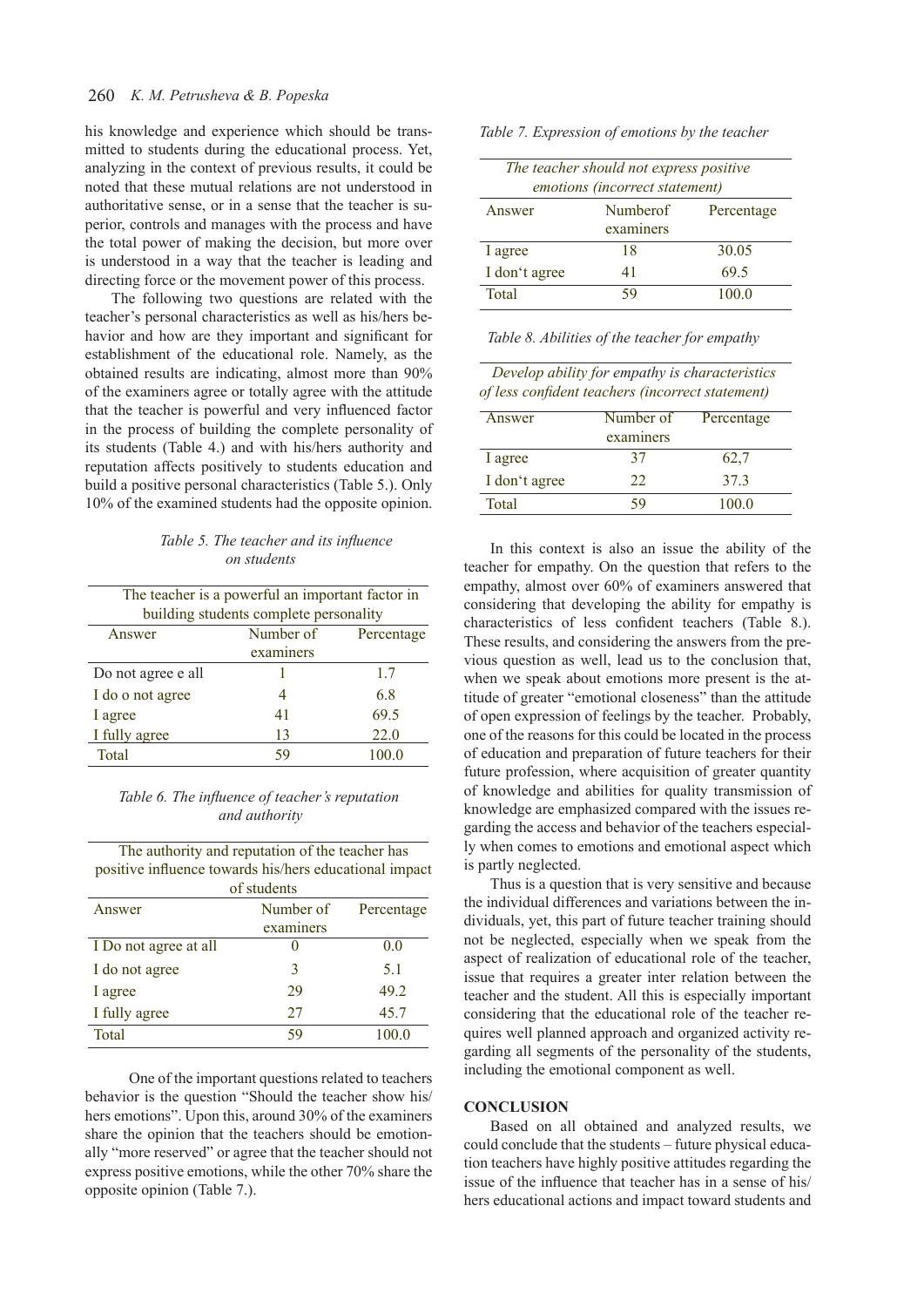his knowledge and experience which should be transmitted to students during the educational process. Yet, analyzing in the context of previous results, it could be noted that these mutual relations are not understood in authoritative sense, or in a sense that the teacher is superior, controls and manages with the process and have the total power of making the decision, but more over is understood in a way that the teacher is leading and directing force or the movement power of this process.

The following two questions are related with the teacher's personal characteristics as well as his/hers behavior and how are they important and significant for establishment of the educational role. Namely, as the obtained results are indicating, almost more than 90% of the examiners agree or totally agree with the attitude that the teacher is powerful and very influenced factor in the process of building the complete personality of its students (Table 4.) and with his/hers authority and reputation affects positively to students education and build a positive personal characteristics (Table 5.). Only 10% of the examined students had the opposite opinion.

*Table 5. The teacher and its influence on students*

| The teacher is a powerful an important factor in building students complete personality | | |
|---|---|---|
| Answer | Number of examiners | Percentage |
| Do not agree e all | 1 | 1.7 |
| I do o not agree | 4 | 6.8 |
| I agree | 41 | 69.5 |
| I fully agree | 13 | 22.0 |
| Total | 59 | 100.0 |

*Table 6. The influence of teacher's reputation and authority*

| The authority and reputation of the teacher has positive influence towards his/hers educational impact of students | | |
|---|---|---|
| Answer | Number of examiners | Percentage |
| I Do not agree at all | 0 | 0.0 |
| I do not agree | 3 | 5.1 |
| I agree | 29 | 49.2 |
| I fully agree | 27 | 45.7 |
| Total | 59 | 100.0 |

One of the important questions related to teachers behavior is the question "Should the teacher show his/hers emotions". Upon this, around 30% of the examiners share the opinion that the teachers should be emotionally "more reserved" or agree that the teacher should not express positive emotions, while the other 70% share the opposite opinion (Table 7.).

*Table 7. Expression of emotions by the teacher*

| *The teacher should not express positive emotions (incorrect statement)* | | |
|---|---|---|
| Answer | Numberof examiners | Percentage |
| I agree | 18 | 30.05 |
| I don't agree | 41 | 69.5 |
| Total | 59 | 100.0 |

*Table 8. Abilities of the teacher for empathy*

| *Develop ability for empathy is characteristics of less confident teachers (incorrect statement)* | | |
|---|---|---|
| Answer | Number of examiners | Percentage |
| I agree | 37 | 62,7 |
| I don't agree | 22 | 37.3 |
| Total | 59 | 100.0 |

In this context is also an issue the ability of the teacher for empathy. On the question that refers to the empathy, almost over 60% of examiners answered that considering that developing the ability for empathy is characteristics of less confident teachers (Table 8.). These results, and considering the answers from the previous question as well, lead us to the conclusion that, when we speak about emotions more present is the attitude of greater "emotional closeness" than the attitude of open expression of feelings by the teacher. Probably, one of the reasons for this could be located in the process of education and preparation of future teachers for their future profession, where acquisition of greater quantity of knowledge and abilities for quality transmission of knowledge are emphasized compared with the issues regarding the access and behavior of the teachers especially when comes to emotions and emotional aspect which is partly neglected.

Thus is a question that is very sensitive and because the individual differences and variations between the individuals, yet, this part of future teacher training should not be neglected, especially when we speak from the aspect of realization of educational role of the teacher, issue that requires a greater inter relation between the teacher and the student. All this is especially important considering that the educational role of the teacher requires well planned approach and organized activity regarding all segments of the personality of the students, including the emotional component as well.

## CONCLUSION

Based on all obtained and analyzed results, we could conclude that the students – future physical education teachers have highly positive attitudes regarding the issue of the influence that teacher has in a sense of his/hers educational actions and impact toward students and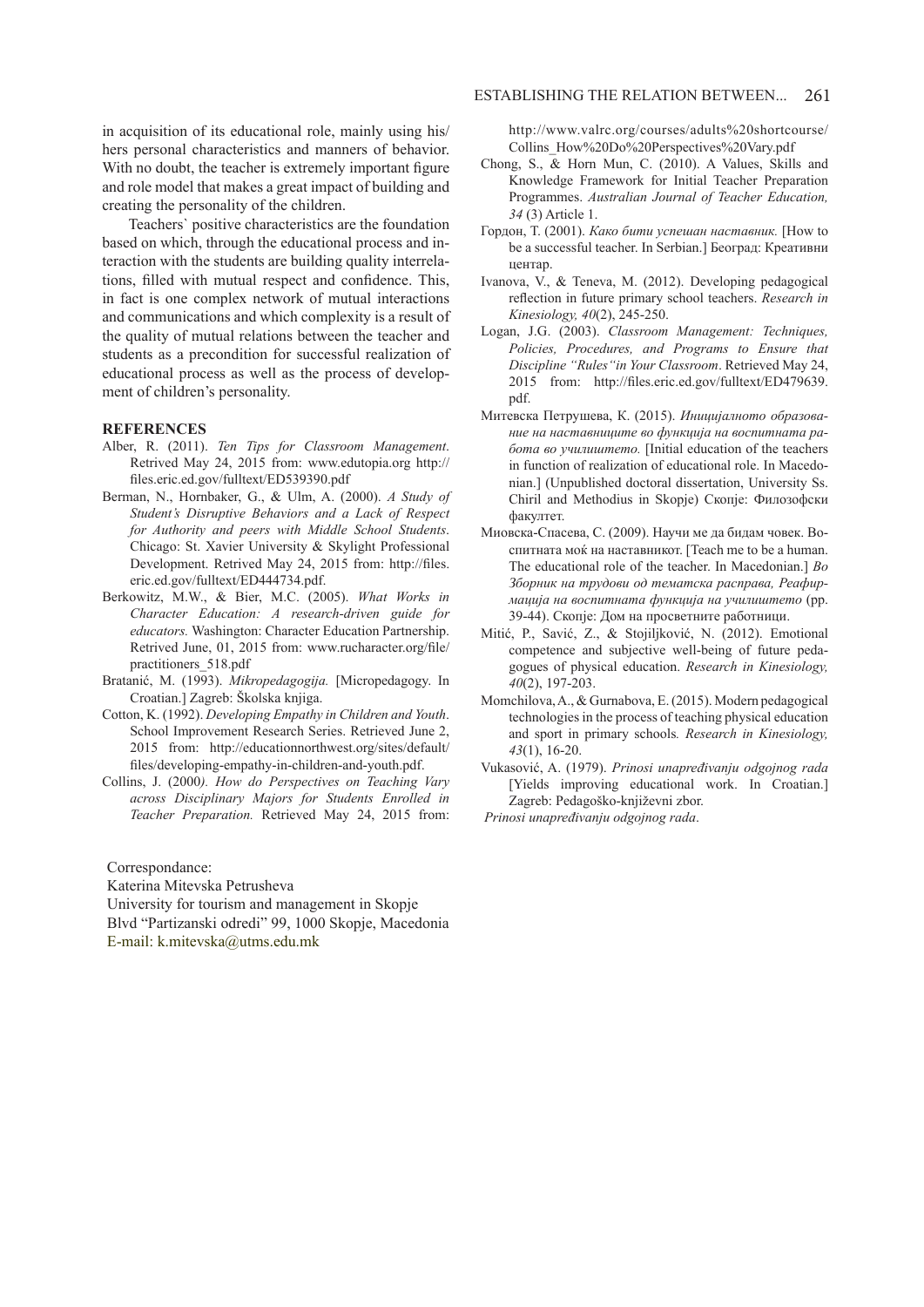in acquisition of its educational role, mainly using his/hers personal characteristics and manners of behavior. With no doubt, the teacher is extremely important figure and role model that makes a great impact of building and creating the personality of the children.

Teachers` positive characteristics are the foundation based on which, through the educational process and interaction with the students are building quality interrelations, filled with mutual respect and confidence. This, in fact is one complex network of mutual interactions and communications and which complexity is a result of the quality of mutual relations between the teacher and students as a precondition for successful realization of educational process as well as the process of development of children's personality.

## REFERENCES

Alber, R. (2011). *Ten Tips for Classroom Management*. Retrived May 24, 2015 from: www.edutopia.org http://files.eric.ed.gov/fulltext/ED539390.pdf

Berman, N., Hornbaker, G., & Ulm, A. (2000). *A Study of Student's Disruptive Behaviors and a Lack of Respect for Authority and peers with Middle School Students*. Chicago: St. Xavier University & Skylight Professional Development. Retrived May 24, 2015 from: http://files.eric.ed.gov/fulltext/ED444734.pdf.

Berkowitz, M.W., & Bier, M.C. (2005). *What Works in Character Education: A research-driven guide for educators*. Washington: Character Education Partnership. Retrived June, 01, 2015 from: www.rucharacter.org/file/practitioners_518.pdf

Bratanić, M. (1993). *Mikropedagogija.* [Micropedagogy. In Croatian.] Zagreb: Školska knjiga.

Cotton, K. (1992). *Developing Empathy in Children and Youth*. School Improvement Research Series. Retrieved June 2, 2015 from: http://educationnorthwest.org/sites/default/files/developing-empathy-in-children-and-youth.pdf.

Collins, J. (2000*). How do Perspectives on Teaching Vary across Disciplinary Majors for Students Enrolled in Teacher Preparation.* Retrieved May 24, 2015 from: http://www.valrc.org/courses/adults%20shortcourse/Collins_How%20Do%20Perspectives%20Vary.pdf

Chong, S., & Horn Mun, C. (2010). A Values, Skills and Knowledge Framework for Initial Teacher Preparation Programmes. *Australian Journal of Teacher Education, 34* (3) Article 1.

Гордон, Т. (2001). *Како бити успешан наставник.* [How to be a successful teacher. In Serbian.] Београд: Креативни центар.

Ivanova, V., & Teneva, M. (2012). Developing pedagogical reflection in future primary school teachers. *Research in Kinesiology, 40*(2), 245-250.

Logan, J.G. (2003). *Classroom Management: Techniques, Policies, Procedures, and Programs to Ensure that Discipline "Rules"in Your Classroom*. Retrieved May 24, 2015 from: http://files.eric.ed.gov/fulltext/ED479639.pdf.

Митевска Петрушева, К. (2015). *Иницијалното образование на наставниците во функција на воспитната работа во училиштето.* [Initial education of the teachers in function of realization of educational role. In Macedonian.] (Unpublished doctoral dissertation, University Ss. Chiril and Methodius in Skopje) Скопје: Филозофски факултет.

Миовска-Спасева, С. (2009). Научи ме да бидам човек. Воспитната моќ на наставникот. [Teach me to be a human. The educational role of the teacher. In Macedonian.] *Во Зборник на трудови од тематска расправа, Реафирмација на воспитната функција на училиштето* (pp. 39-44). Скопје: Дом на просветните работници.

Mitić, P., Savić, Z., & Stojiljković, N. (2012). Emotional competence and subjective well-being of future pedagogues of physical education. *Research in Kinesiology, 40*(2), 197-203.

Momchilova, A., & Gurnabova, E. (2015). Modern pedagogical technologies in the process of teaching physical education and sport in primary schools*. Research in Kinesiology, 43*(1), 16-20.

Vukasović, A. (1979). *Prinosi unapređivanju odgojnog rada* [Yields improving educational work. In Croatian.] Zagreb: Pedagoško-književni zbor.

*Prinosi unapređivanju odgojnog rada*.

Correspondance:
Katerina Mitevska Petrusheva
University for tourism and management in Skopje
Blvd "Partizanski odredi" 99, 1000 Skopje, Macedonia
E-mail: k.mitevska@utms.edu.mk